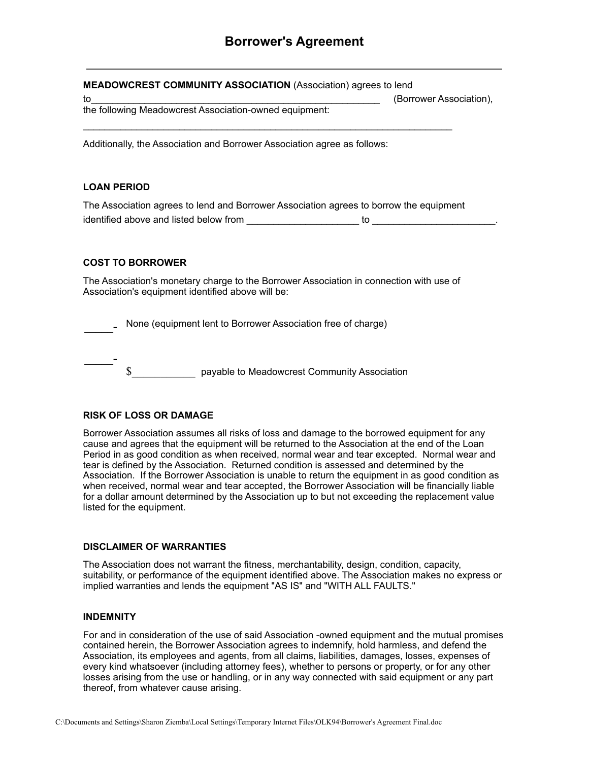# Borrower's Agreement

---

**MEADOWCREST COMMUNITY ASSOCIATION** (Association) agrees to lend to_______________________________________________________ (Borrower Association), the following Meadowcrest Association-owned equipment:

______________________________________________________________________

Additionally, the Association and Borrower Association agree as follows:

**LOAN PERIOD**

The Association agrees to lend and Borrower Association agrees to borrow the equipment identified above and listed below from ____________________ to ______________________.

**COST TO BORROWER**

The Association's monetary charge to the Borrower Association in connection with use of Association's equipment identified above will be:

_____ None (equipment lent to Borrower Association free of charge)

_____ $___________ payable to Meadowcrest Community Association

**RISK OF LOSS OR DAMAGE**

Borrower Association assumes all risks of loss and damage to the borrowed equipment for any cause and agrees that the equipment will be returned to the Association at the end of the Loan Period in as good condition as when received, normal wear and tear excepted. Normal wear and tear is defined by the Association. Returned condition is assessed and determined by the Association. If the Borrower Association is unable to return the equipment in as good condition as when received, normal wear and tear accepted, the Borrower Association will be financially liable for a dollar amount determined by the Association up to but not exceeding the replacement value listed for the equipment.

**DISCLAIMER OF WARRANTIES**

The Association does not warrant the fitness, merchantability, design, condition, capacity, suitability, or performance of the equipment identified above. The Association makes no express or implied warranties and lends the equipment "AS IS" and "WITH ALL FAULTS."

**INDEMNITY**

For and in consideration of the use of said Association -owned equipment and the mutual promises contained herein, the Borrower Association agrees to indemnify, hold harmless, and defend the Association, its employees and agents, from all claims, liabilities, damages, losses, expenses of every kind whatsoever (including attorney fees), whether to persons or property, or for any other losses arising from the use or handling, or in any way connected with said equipment or any part thereof, from whatever cause arising.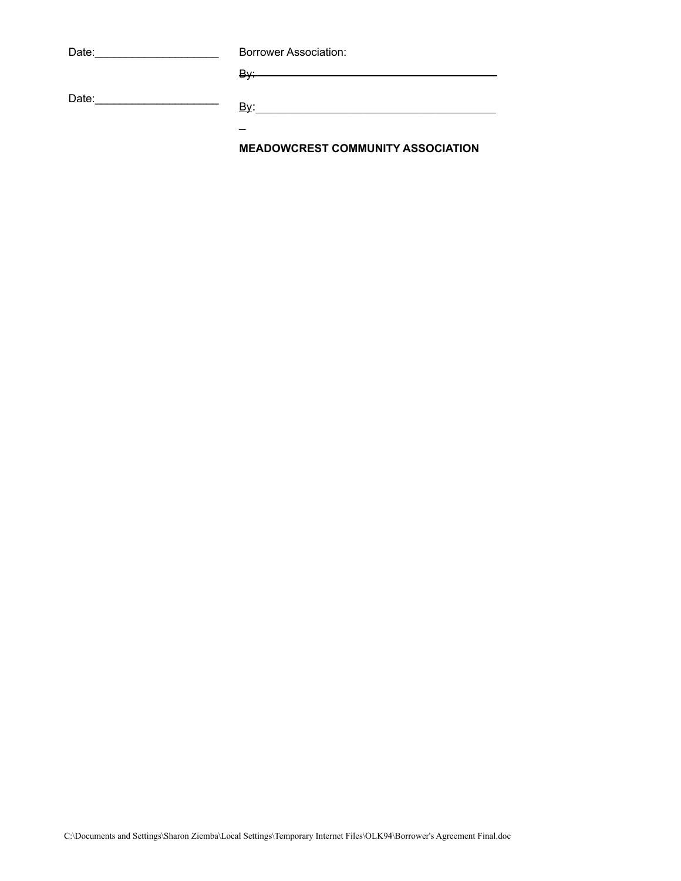Date:____________________ Borrower Association:

~~By:________________________________________~~

Date:____________________ By:________________________________________

_

**MEADOWCREST COMMUNITY ASSOCIATION**

C:\Documents and Settings\Sharon Ziemba\Local Settings\Temporary Internet Files\OLK94\Borrower's Agreement Final.doc